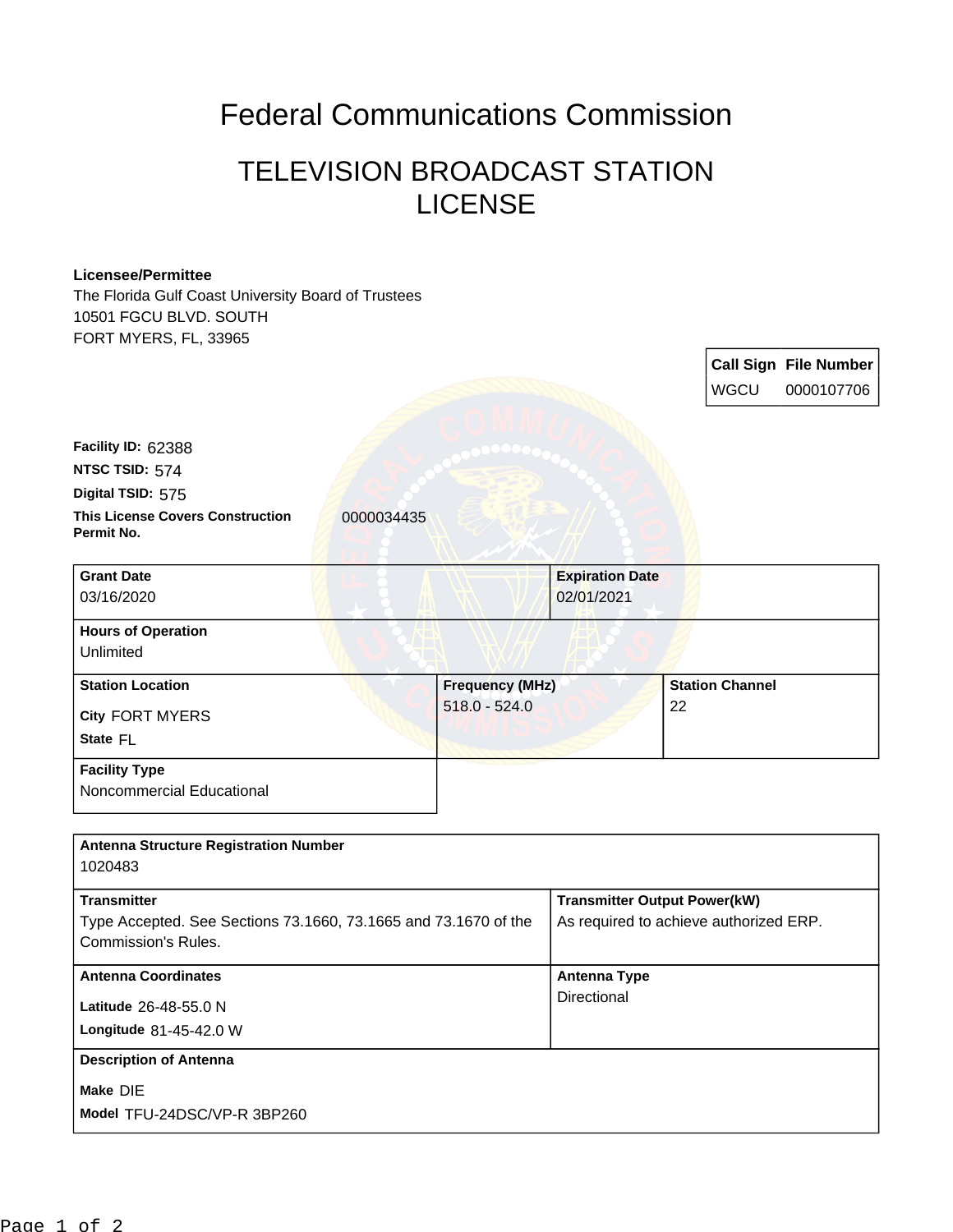# Federal Communications Commission

## TELEVISION BROADCAST STATION LICENSE

**Licensee/Permittee**
The Florida Gulf Coast University Board of Trustees
10501 FGCU BLVD. SOUTH
FORT MYERS, FL, 33965

| Call Sign | File Number |
|---|---|
| WGCU | 0000107706 |

**Facility ID:** 62388
**NTSC TSID:** 574
**Digital TSID:** 575
**This License Covers Construction Permit No.** 0000034435

| Grant Date | Expiration Date |
|---|---|
| 03/16/2020 | 02/01/2021 |

**Hours of Operation**
Unlimited

| Station Location | Frequency (MHz) | Station Channel |
|---|---|---|
| City FORT MYERS<br>State FL | 518.0 - 524.0 | 22 |

**Facility Type**
Noncommercial Educational

**Antenna Structure Registration Number**
1020483

| Transmitter | Transmitter Output Power(kW) |
|---|---|
| Type Accepted. See Sections 73.1660, 73.1665 and 73.1670 of the Commission's Rules. | As required to achieve authorized ERP. |

| Antenna Coordinates | Antenna Type |
|---|---|
| Latitude 26-48-55.0 N<br>Longitude 81-45-42.0 W | Directional |

**Description of Antenna**
Make DIE
Model TFU-24DSC/VP-R 3BP260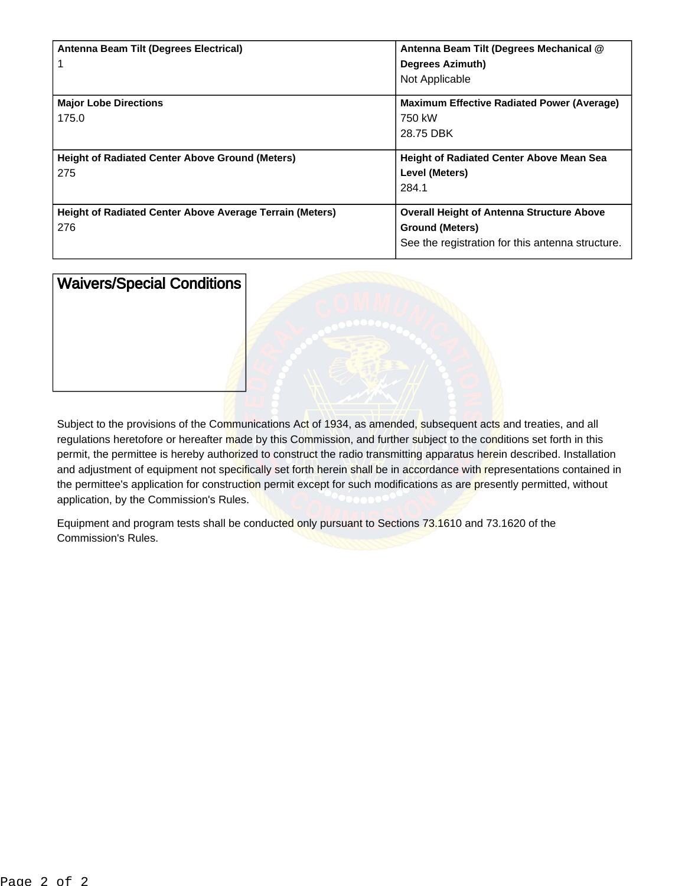| | |
|---|---|
| **Antenna Beam Tilt (Degrees Electrical)**<br>1 | **Antenna Beam Tilt (Degrees Mechanical @ Degrees Azimuth)**<br>Not Applicable |
| **Major Lobe Directions**<br>175.0 | **Maximum Effective Radiated Power (Average)**<br>750 kW<br>28.75 DBK |
| **Height of Radiated Center Above Ground (Meters)**<br>275 | **Height of Radiated Center Above Mean Sea Level (Meters)**<br>284.1 |
| **Height of Radiated Center Above Average Terrain (Meters)**<br>276 | **Overall Height of Antenna Structure Above Ground (Meters)**<br>See the registration for this antenna structure. |

## Waivers/Special Conditions

Subject to the provisions of the Communications Act of 1934, as amended, subsequent acts and treaties, and all regulations heretofore or hereafter made by this Commission, and further subject to the conditions set forth in this permit, the permittee is hereby authorized to construct the radio transmitting apparatus herein described. Installation and adjustment of equipment not specifically set forth herein shall be in accordance with representations contained in the permittee's application for construction permit except for such modifications as are presently permitted, without application, by the Commission's Rules.

Equipment and program tests shall be conducted only pursuant to Sections 73.1610 and 73.1620 of the Commission's Rules.